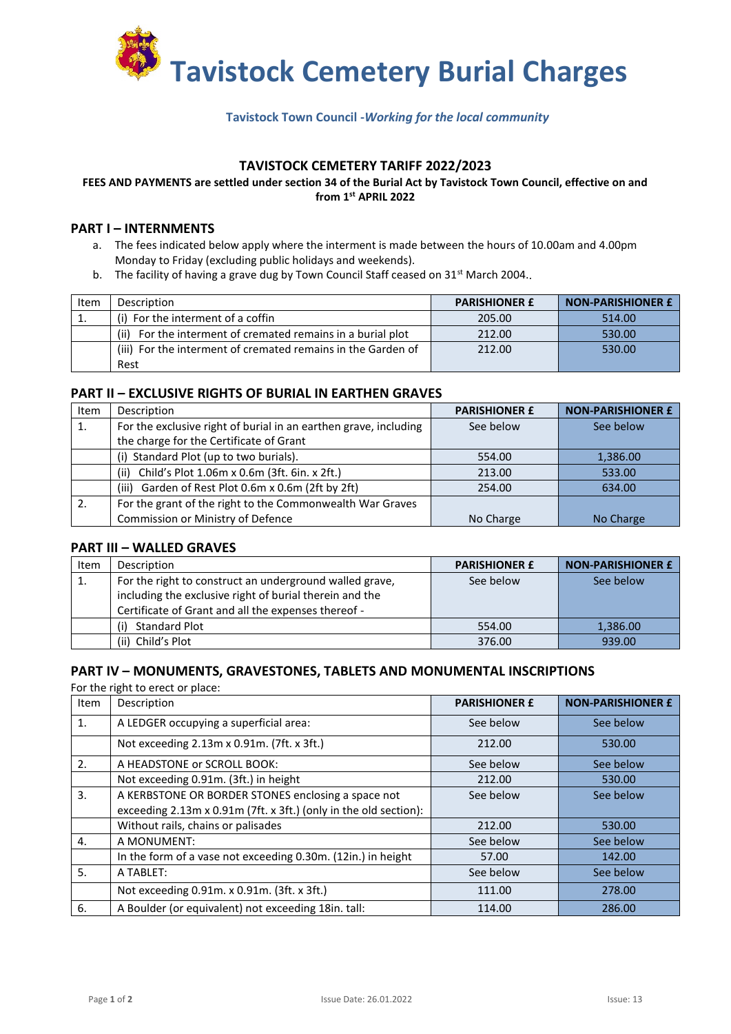# Tavistock Cemetery Burial Charges

**Tavistock Town Council -*Working for the local community***

## TAVISTOCK CEMETERY TARIFF 2022/2023

**FEES AND PAYMENTS are settled under section 34 of the Burial Act by Tavistock Town Council, effective on and from 1st APRIL 2022**

### PART I – INTERNMENTS

a. The fees indicated below apply where the interment is made between the hours of 10.00am and 4.00pm Monday to Friday (excluding public holidays and weekends).
b. The facility of having a grave dug by Town Council Staff ceased on 31st March 2004..

| Item | Description | PARISHIONER £ | NON-PARISHIONER £ |
|---|---|---|---|
| 1. | (i) For the interment of a coffin | 205.00 | 514.00 |
| | (ii) For the interment of cremated remains in a burial plot | 212.00 | 530.00 |
| | (iii) For the interment of cremated remains in the Garden of Rest | 212.00 | 530.00 |

### PART II – EXCLUSIVE RIGHTS OF BURIAL IN EARTHEN GRAVES

| Item | Description | PARISHIONER £ | NON-PARISHIONER £ |
|---|---|---|---|
| 1. | For the exclusive right of burial in an earthen grave, including the charge for the Certificate of Grant | See below | See below |
| | (i) Standard Plot (up to two burials). | 554.00 | 1,386.00 |
| | (ii) Child's Plot 1.06m x 0.6m (3ft. 6in. x 2ft.) | 213.00 | 533.00 |
| | (iii) Garden of Rest Plot 0.6m x 0.6m (2ft by 2ft) | 254.00 | 634.00 |
| 2. | For the grant of the right to the Commonwealth War Graves Commission or Ministry of Defence | No Charge | No Charge |

### PART III – WALLED GRAVES

| Item | Description | PARISHIONER £ | NON-PARISHIONER £ |
|---|---|---|---|
| 1. | For the right to construct an underground walled grave, including the exclusive right of burial therein and the Certificate of Grant and all the expenses thereof - | See below | See below |
| | (i) Standard Plot | 554.00 | 1,386.00 |
| | (ii) Child's Plot | 376.00 | 939.00 |

### PART IV – MONUMENTS, GRAVESTONES, TABLETS AND MONUMENTAL INSCRIPTIONS

For the right to erect or place:

| Item | Description | PARISHIONER £ | NON-PARISHIONER £ |
|---|---|---|---|
| 1. | A LEDGER occupying a superficial area: | See below | See below |
| | Not exceeding 2.13m x 0.91m. (7ft. x 3ft.) | 212.00 | 530.00 |
| 2. | A HEADSTONE or SCROLL BOOK: | See below | See below |
| | Not exceeding 0.91m. (3ft.) in height | 212.00 | 530.00 |
| 3. | A KERBSTONE OR BORDER STONES enclosing a space not exceeding 2.13m x 0.91m (7ft. x 3ft.) (only in the old section): | See below | See below |
| | Without rails, chains or palisades | 212.00 | 530.00 |
| 4. | A MONUMENT: | See below | See below |
| | In the form of a vase not exceeding 0.30m. (12in.) in height | 57.00 | 142.00 |
| 5. | A TABLET: | See below | See below |
| | Not exceeding 0.91m. x 0.91m. (3ft. x 3ft.) | 111.00 | 278.00 |
| 6. | A Boulder (or equivalent) not exceeding 18in. tall: | 114.00 | 286.00 |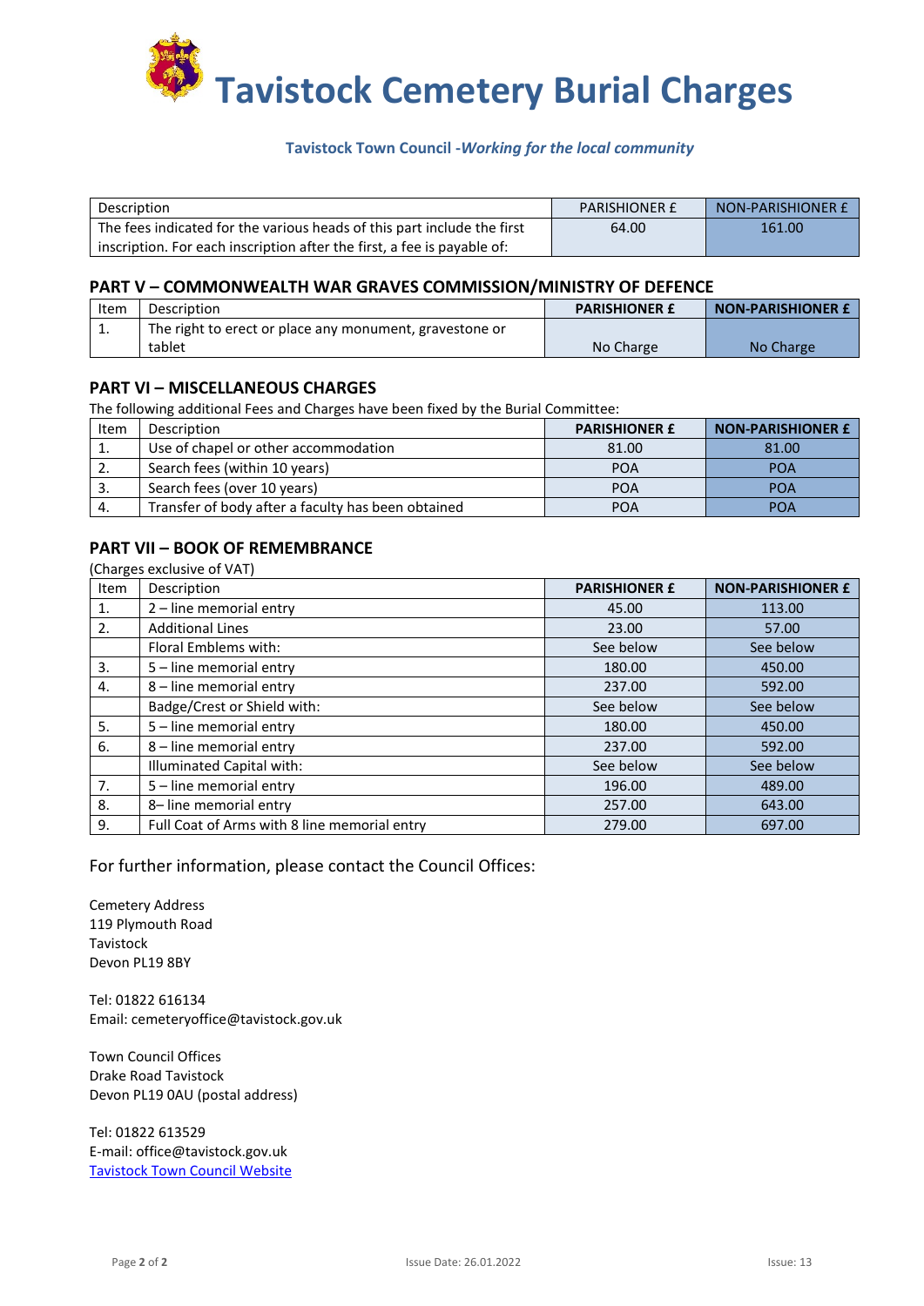// Tavistock Cemetery Burial Charges

**Tavistock Town Council -*Working for the local community***

| Description | PARISHIONER £ | NON-PARISHIONER £ |
|---|---|---|
| The fees indicated for the various heads of this part include the first inscription. For each inscription after the first, a fee is payable of: | 64.00 | 161.00 |

## PART V – COMMONWEALTH WAR GRAVES COMMISSION/MINISTRY OF DEFENCE

| Item | Description | PARISHIONER £ | NON-PARISHIONER £ |
|---|---|---|---|
| 1. | The right to erect or place any monument, gravestone or tablet | No Charge | No Charge |

## PART VI – MISCELLANEOUS CHARGES

The following additional Fees and Charges have been fixed by the Burial Committee:

| Item | Description | PARISHIONER £ | NON-PARISHIONER £ |
|---|---|---|---|
| 1. | Use of chapel or other accommodation | 81.00 | 81.00 |
| 2. | Search fees (within 10 years) | POA | POA |
| 3. | Search fees (over 10 years) | POA | POA |
| 4. | Transfer of body after a faculty has been obtained | POA | POA |

## PART VII – BOOK OF REMEMBRANCE

(Charges exclusive of VAT)

| Item | Description | PARISHIONER £ | NON-PARISHIONER £ |
|---|---|---|---|
| 1. | 2 – line memorial entry | 45.00 | 113.00 |
| 2. | Additional Lines | 23.00 | 57.00 |
| | Floral Emblems with: | See below | See below |
| 3. | 5 – line memorial entry | 180.00 | 450.00 |
| 4. | 8 – line memorial entry | 237.00 | 592.00 |
| | Badge/Crest or Shield with: | See below | See below |
| 5. | 5 – line memorial entry | 180.00 | 450.00 |
| 6. | 8 – line memorial entry | 237.00 | 592.00 |
| | Illuminated Capital with: | See below | See below |
| 7. | 5 – line memorial entry | 196.00 | 489.00 |
| 8. | 8– line memorial entry | 257.00 | 643.00 |
| 9. | Full Coat of Arms with 8 line memorial entry | 279.00 | 697.00 |

For further information, please contact the Council Offices:

Cemetery Address
119 Plymouth Road
Tavistock
Devon PL19 8BY

Tel: 01822 616134
Email: cemeteryoffice@tavistock.gov.uk

Town Council Offices
Drake Road Tavistock
Devon PL19 0AU (postal address)

Tel: 01822 613529
E-mail: office@tavistock.gov.uk
[Tavistock Town Council Website]

Issue Date: 26.01.2022

Issue: 13